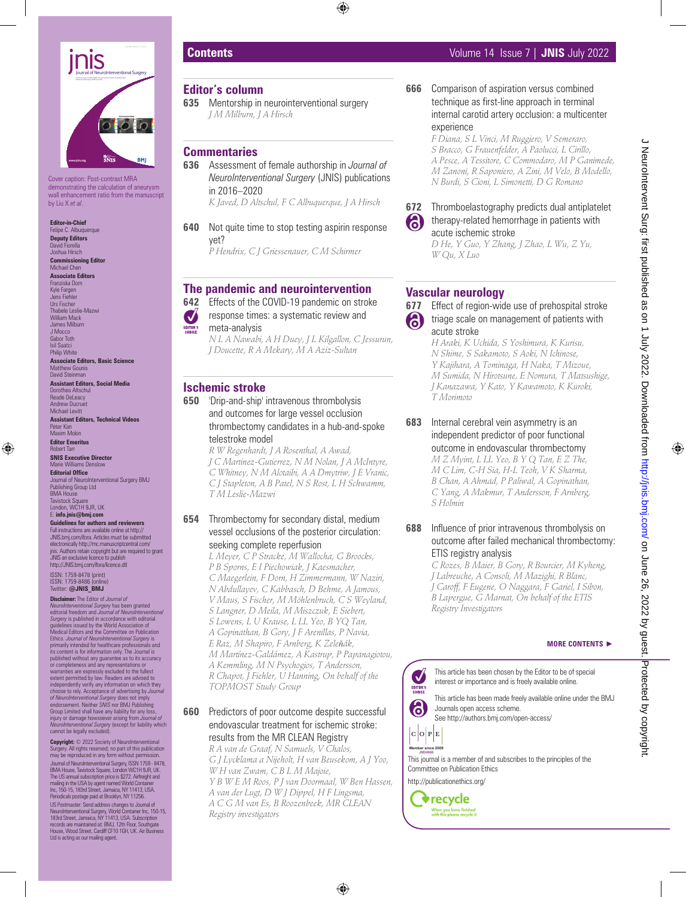Cover caption: Post-contrast MRA demonstrating the calculation of aneurysm wall enhancement ratio from the manuscript by Liu X *et al*.

**Editor-in-Chief**
Felipe C. Albuquerque

**Deputy Editors**
David Fiorella
Joshua Hirsch

**Commissioning Editor**
Michael Chen

**Associate Editors**
Franziska Dorn
Kyle Fargen
Jens Fiehler
Urs Fischer
Thabele Leslie-Mazwi
William Mack
James Milburn
J Mocco
Gabor Toth
Isil Saatci
Philip White

**Associate Editors, Basic Science**
Matthew Gounis
David Steinman

**Assistant Editors, Social Media**
Dorothea Altschul
Reade DeLeacy
Andrew Ducruet
Michael Levitt

**Assistant Editors, Technical Videos**
Peter Kan
Maxim Mokin

**Editor Emeritus**
Robert Tarr

**SNIS Executive Director**
Marie Williams Denslow

**Editorial Office**
Journal of NeuroInterventional Surgery BMJ Publishing Group Ltd
BMA House
Tavistock Square
London, WC1H 9JR, UK
E: **info.jnis@bmj.com**

**Guidelines for authors and reviewers**
Full instructions are available online at http://JNIS.bmj.com/ifora. Articles must be submitted electronically http://mc.manuscriptcentral.com/jnis. Authors retain copyright but are required to grant JNIS an exclusive licence to publish http://JNIS.bmj.com/ifora/licence.dtl

ISSN: 1759-8478 (print)
ISSN: 1759-8486 (online)
Twitter: **@JNIS_BMJ**

**Disclaimer:** The Editor of *Journal of NeuroInterventional Surgery* has been granted editorial freedom and *Journal of NeuroInterventional Surgery* is published in accordance with editorial guidelines issued by the World Association of Medical Editors and the Committee on Publication Ethics. *Journal of NeuroInterventional Surgery* is primarily intended for healthcare professionals and its content is for information only. The Journal is published without any guarantee as to its accuracy or completeness and any representations or warranties are expressly excluded to the fullest extent permitted by law. Readers are advised to independently verify any information on which they choose to rely. Acceptance of advertising by *Journal of NeuroInterventional Surgery* does not imply endorsement. Neither *SNIS* nor BMJ Publishing Group Limited shall have any liability for any loss, injury or damage howsoever arising from *Journal of NeuroInterventional Surgery* (except for liability which cannot be legally excluded).

**Copyright:** © 2022 Society of NeuroInterventional Surgery. All rights reserved; no part of this publication may be reproduced in any form without permission.

Journal of NeuroInterventional Surgery, ISSN 1759 - 8478, BMA House, Tavistock Square, London WC1H 9JR, UK. The US annual subscription price is $272. Airfreight and mailing in the USA by agent named World Container Inc, 150-15, 183rd Street, Jamaica, NY 11413, USA. Periodicals postage paid at Brooklyn, NY 11256.

US Postmaster: Send address changes to Journal of NeuroInterventional Surgery, World Container Inc, 150-15, 183rd Street, Jamaica, NY 11413, USA. Subscription records are maintained at BMJ, 12th Floor, Southgate House, Wood Street, Cardiff CF10 1GH, UK. Air Business Ltd is acting as our mailing agent.

# Contents

## Editor's column

**635** Mentorship in neurointerventional surgery
*J M Milburn, J A Hirsch*

## Commentaries

**636** Assessment of female authorship in *Journal of NeuroInterventional Surgery* (JNIS) publications in 2016–2020
*K Javed, D Altschul, F C Albuquerque, J A Hirsch*

**640** Not quite time to stop testing aspirin response yet?
*P Hendrix, C J Griessenauer, C M Schirmer*

## The pandemic and neurointervention

**642** Effects of the COVID-19 pandemic on stroke response times: a systematic review and meta-analysis (EDITOR'S CHOICE)
*N L A Nawabi, A H Duey, J L Kilgallon, C Jessurun, J Doucette, R A Mekary, M A Aziz-Sultan*

## Ischemic stroke

**650** 'Drip-and-ship' intravenous thrombolysis and outcomes for large vessel occlusion thrombectomy candidates in a hub-and-spoke telestroke model
*R W Regenhardt, J A Rosenthal, A Awad, J C Martinez-Gutierrez, N M Nolan, J A McIntyre, C Whitney, N M Alotaibi, A A Dmytriw, J E Vranic, C J Stapleton, A B Patel, N S Rost, L H Schwamm, T M Leslie-Mazwi*

**654** Thrombectomy for secondary distal, medium vessel occlusions of the posterior circulation: seeking complete reperfusion
*L Meyer, C P Stracke, M Wallocha, G Broocks, P B Sporns, E I Piechowiak, J Kaesmacher, C Maegerlein, F Dorn, H Zimmermann, W Naziri, N Abdullayev, C Kabbasch, D Behme, A Jamous, V Maus, S Fischer, M Möhlenbruch, C S Weyland, S Langner, D Meila, M Miszczuk, E Siebert, S Lowens, L U Krause, L LL Yeo, B YQ Tan, A Gopinathan, B Gory, J F Arenillas, P Navia, E Raz, M Shapiro, F Arnberg, K Zeleňák, M Martínez-Galdámez, A Kastrup, P Papanagiotou, A Kemmling, M N Psychogios, T Andersson, R Chapot, J Fiehler, U Hanning, On behalf of the TOPMOST Study Group*

**660** Predictors of poor outcome despite successful endovascular treatment for ischemic stroke: results from the MR CLEAN Registry
*R A van de Graaf, N Samuels, V Chalos, G J Lycklama a Nijeholt, H van Beusekom, A J Yoo, W H van Zwam, C B L M Majoie, Y B W E M Roos, P J van Doormaal, W Ben Hassen, A van der Lugt, D W J Dippel, H F Lingsma, A C G M van Es, B Roozenbeek, MR CLEAN Registry investigators*

**666** Comparison of aspiration versus combined technique as first-line approach in terminal internal carotid artery occlusion: a multicenter experience
*F Diana, S L Vinci, M Ruggiero, V Semeraro, S Bracco, G Frauenfelder, A Paolucci, L Cirillo, A Pesce, A Tessitore, C Commodaro, M P Ganimede, M Zanoni, R Saponiero, A Zini, M Velo, B Modello, N Burdi, S Cioni, L Simonetti, D G Romano*

**672** Thromboelastography predicts dual antiplatelet therapy-related hemorrhage in patients with acute ischemic stroke (Open access)
*D He, Y Guo, Y Zhang, J Zhao, L Wu, Z Yu, W Qu, X Luo*

## Vascular neurology

**677** Effect of region-wide use of prehospital stroke triage scale on management of patients with acute stroke (Open access)
*H Araki, K Uchida, S Yoshimura, K Kurisu, N Shime, S Sakamoto, S Aoki, N Ichinose, Y Kajihara, A Tominaga, H Naka, T Mizoue, M Sumida, N Hirotsune, E Nomura, T Matsushige, J Kanazawa, Y Kato, Y Kawamoto, K Kuroki, T Morimoto*

**683** Internal cerebral vein asymmetry is an independent predictor of poor functional outcome in endovascular thrombectomy
*M Z Myint, L LL Yeo, B Y Q Tan, E Z The, M C Lim, C-H Sia, H-L Teoh, V K Sharma, B Chan, A Ahmad, P Paliwal, A Gopinathan, C Yang, A Makmur, T Andersson, F Arnberg, S Holmin*

**688** Influence of prior intravenous thrombolysis on outcome after failed mechanical thrombectomy: ETIS registry analysis
*C Rozes, B Maier, B Gory, R Bourcier, M Kyheng, J Labreuche, A Consoli, M Mazighi, R Blanc, J Caroff, F Eugene, O Naggara, F Gariel, I Sibon, B Lapergue, G Marnat, On behalf of the ETIS Registry Investigators*

**MORE CONTENTS ►**

EDITOR'S CHOICE: This article has been chosen by the Editor to be of special interest or importance and is freely available online.

Open access: This article has been made freely available online under the BMJ Journals open access scheme. See http://authors.bmj.com/open-access/

COPE Member since 2009 JM04666
This journal is a member of and subscribes to the principles of the Committee on Publication Ethics
http://publicationethics.org/

recycle — When you have finished with this please recycle it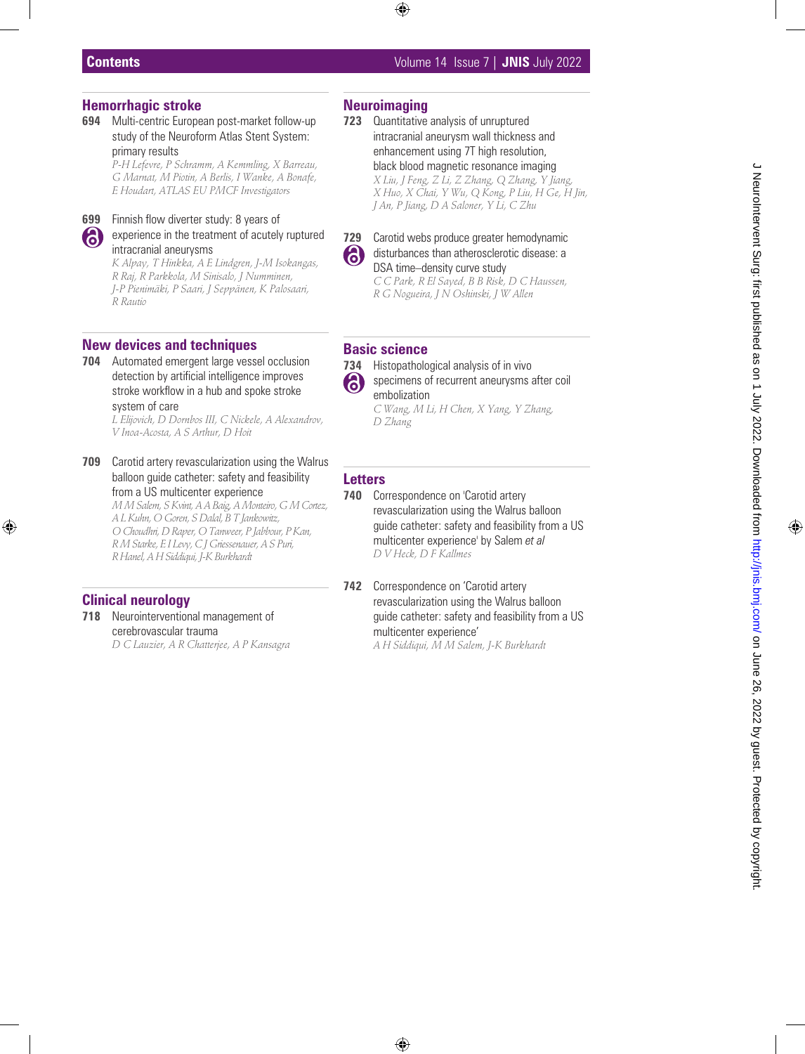## Contents

### Hemorrhagic stroke

**694** Multi-centric European post-market follow-up study of the Neuroform Atlas Stent System: primary results
*P-H Lefevre, P Schramm, A Kemmling, X Barreau, G Marnat, M Piotin, A Berlis, I Wanke, A Bonafe, E Houdart, ATLAS EU PMCF Investigators*

**699** Finnish flow diverter study: 8 years of experience in the treatment of acutely ruptured intracranial aneurysms
*K Alpay, T Hinkka, A E Lindgren, J-M Isokangas, R Raj, R Parkkola, M Sinisalo, J Numminen, J-P Pienimäki, P Saari, J Seppänen, K Palosaari, R Rautio*

### New devices and techniques

**704** Automated emergent large vessel occlusion detection by artificial intelligence improves stroke workflow in a hub and spoke stroke system of care
*L Elijovich, D Dornbos III, C Nickele, A Alexandrov, V Inoa-Acosta, A S Arthur, D Hoit*

**709** Carotid artery revascularization using the Walrus balloon guide catheter: safety and feasibility from a US multicenter experience
*M M Salem, S Kvint, A A Baig, A Monteiro, G M Cortez, A L Kuhn, O Goren, S Dalal, B T Jankowitz, O Choudhri, D Raper, O Tanweer, P Jabbour, P Kan, R M Starke, E I Levy, C J Griessenauer, A S Puri, R Hanel, A H Siddiqui, J-K Burkhardt*

### Clinical neurology

**718** Neurointerventional management of cerebrovascular trauma
*D C Lauzier, A R Chatterjee, A P Kansagra*

### Neuroimaging

**723** Quantitative analysis of unruptured intracranial aneurysm wall thickness and enhancement using 7T high resolution, black blood magnetic resonance imaging
*X Liu, J Feng, Z Li, Z Zhang, Q Zhang, Y Jiang, X Huo, X Chai, Y Wu, Q Kong, P Liu, H Ge, H Jin, J An, P Jiang, D A Saloner, Y Li, C Zhu*

**729** Carotid webs produce greater hemodynamic disturbances than atherosclerotic disease: a DSA time–density curve study
*C C Park, R El Sayed, B B Risk, D C Haussen, R G Nogueira, J N Oshinski, J W Allen*

### Basic science

**734** Histopathological analysis of in vivo specimens of recurrent aneurysms after coil embolization
*C Wang, M Li, H Chen, X Yang, Y Zhang, D Zhang*

### Letters

**740** Correspondence on 'Carotid artery revascularization using the Walrus balloon guide catheter: safety and feasibility from a US multicenter experience' by Salem *et al*
*D V Heck, D F Kallmes*

**742** Correspondence on 'Carotid artery revascularization using the Walrus balloon guide catheter: safety and feasibility from a US multicenter experience'
*A H Siddiqui, M M Salem, J-K Burkhardt*